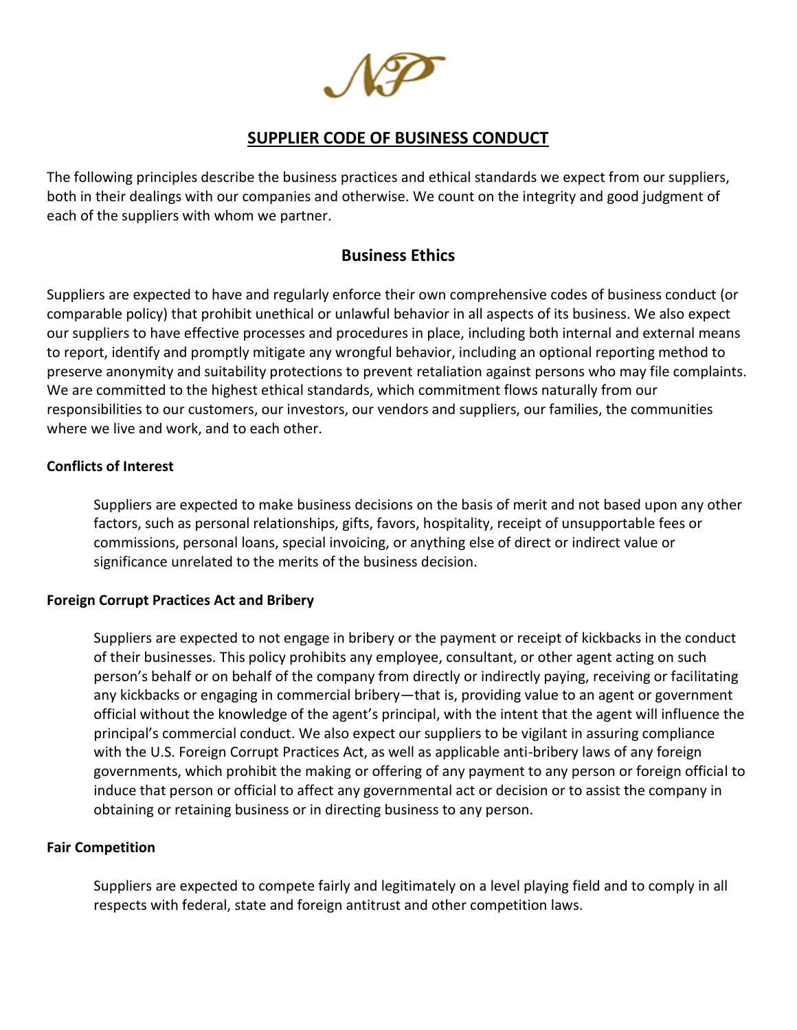# SUPPLIER CODE OF BUSINESS CONDUCT

The following principles describe the business practices and ethical standards we expect from our suppliers, both in their dealings with our companies and otherwise. We count on the integrity and good judgment of each of the suppliers with whom we partner.

## Business Ethics

Suppliers are expected to have and regularly enforce their own comprehensive codes of business conduct (or comparable policy) that prohibit unethical or unlawful behavior in all aspects of its business. We also expect our suppliers to have effective processes and procedures in place, including both internal and external means to report, identify and promptly mitigate any wrongful behavior, including an optional reporting method to preserve anonymity and suitability protections to prevent retaliation against persons who may file complaints. We are committed to the highest ethical standards, which commitment flows naturally from our responsibilities to our customers, our investors, our vendors and suppliers, our families, the communities where we live and work, and to each other.

### Conflicts of Interest

Suppliers are expected to make business decisions on the basis of merit and not based upon any other factors, such as personal relationships, gifts, favors, hospitality, receipt of unsupportable fees or commissions, personal loans, special invoicing, or anything else of direct or indirect value or significance unrelated to the merits of the business decision.

### Foreign Corrupt Practices Act and Bribery

Suppliers are expected to not engage in bribery or the payment or receipt of kickbacks in the conduct of their businesses. This policy prohibits any employee, consultant, or other agent acting on such person's behalf or on behalf of the company from directly or indirectly paying, receiving or facilitating any kickbacks or engaging in commercial bribery—that is, providing value to an agent or government official without the knowledge of the agent's principal, with the intent that the agent will influence the principal's commercial conduct. We also expect our suppliers to be vigilant in assuring compliance with the U.S. Foreign Corrupt Practices Act, as well as applicable anti-bribery laws of any foreign governments, which prohibit the making or offering of any payment to any person or foreign official to induce that person or official to affect any governmental act or decision or to assist the company in obtaining or retaining business or in directing business to any person.

### Fair Competition

Suppliers are expected to compete fairly and legitimately on a level playing field and to comply in all respects with federal, state and foreign antitrust and other competition laws.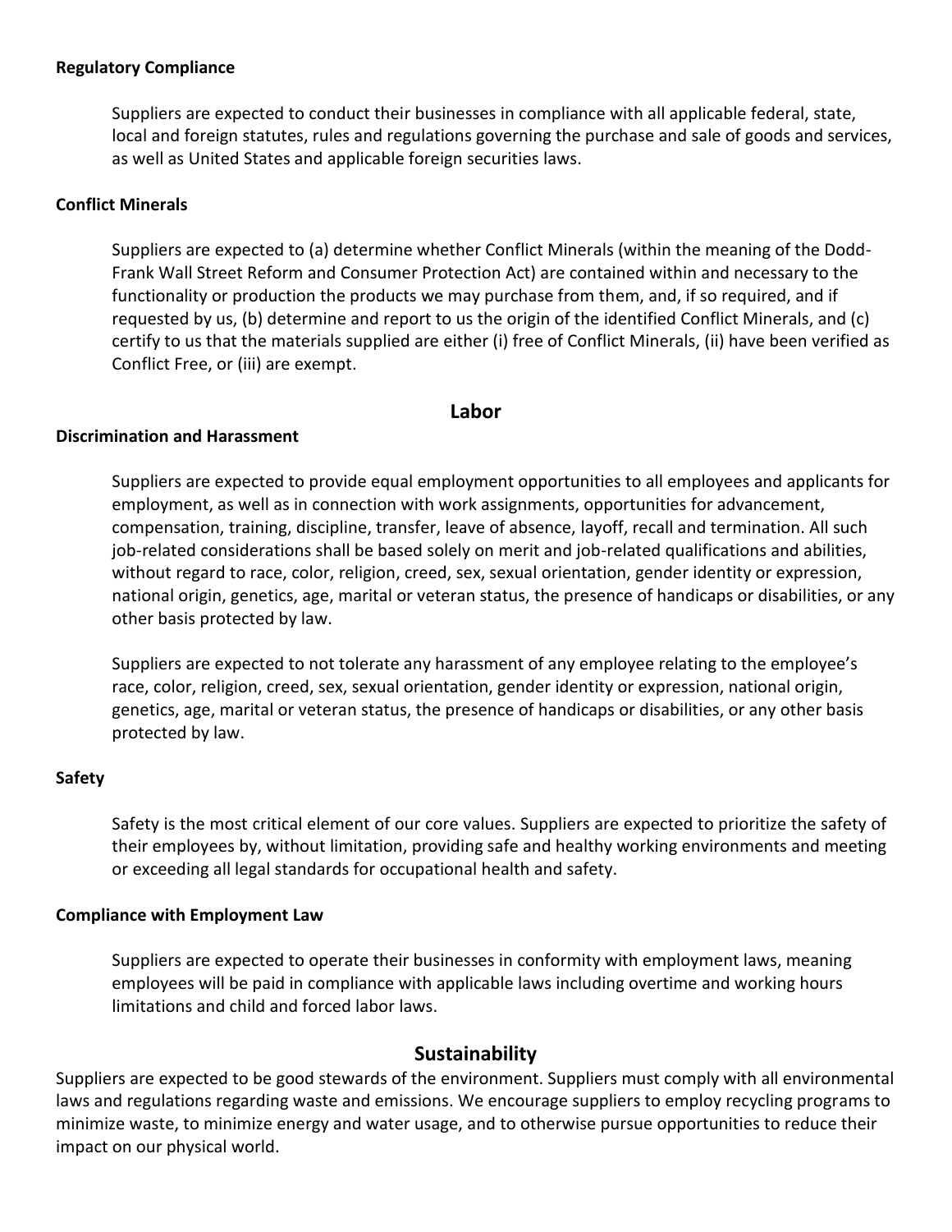### Regulatory Compliance

Suppliers are expected to conduct their businesses in compliance with all applicable federal, state, local and foreign statutes, rules and regulations governing the purchase and sale of goods and services, as well as United States and applicable foreign securities laws.

### Conflict Minerals

Suppliers are expected to (a) determine whether Conflict Minerals (within the meaning of the Dodd-Frank Wall Street Reform and Consumer Protection Act) are contained within and necessary to the functionality or production the products we may purchase from them, and, if so required, and if requested by us, (b) determine and report to us the origin of the identified Conflict Minerals, and (c) certify to us that the materials supplied are either (i) free of Conflict Minerals, (ii) have been verified as Conflict Free, or (iii) are exempt.

## Labor

### Discrimination and Harassment

Suppliers are expected to provide equal employment opportunities to all employees and applicants for employment, as well as in connection with work assignments, opportunities for advancement, compensation, training, discipline, transfer, leave of absence, layoff, recall and termination. All such job-related considerations shall be based solely on merit and job-related qualifications and abilities, without regard to race, color, religion, creed, sex, sexual orientation, gender identity or expression, national origin, genetics, age, marital or veteran status, the presence of handicaps or disabilities, or any other basis protected by law.

Suppliers are expected to not tolerate any harassment of any employee relating to the employee's race, color, religion, creed, sex, sexual orientation, gender identity or expression, national origin, genetics, age, marital or veteran status, the presence of handicaps or disabilities, or any other basis protected by law.

### Safety

Safety is the most critical element of our core values. Suppliers are expected to prioritize the safety of their employees by, without limitation, providing safe and healthy working environments and meeting or exceeding all legal standards for occupational health and safety.

### Compliance with Employment Law

Suppliers are expected to operate their businesses in conformity with employment laws, meaning employees will be paid in compliance with applicable laws including overtime and working hours limitations and child and forced labor laws.

## Sustainability

Suppliers are expected to be good stewards of the environment. Suppliers must comply with all environmental laws and regulations regarding waste and emissions. We encourage suppliers to employ recycling programs to minimize waste, to minimize energy and water usage, and to otherwise pursue opportunities to reduce their impact on our physical world.